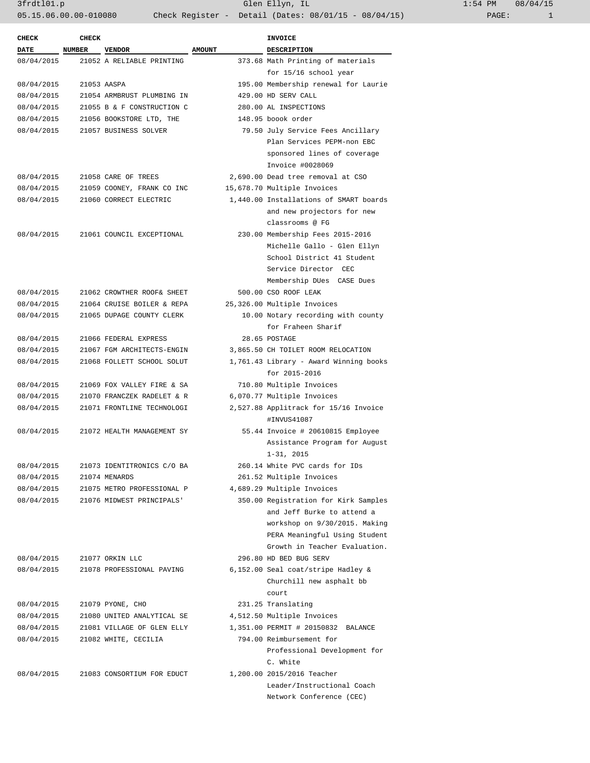| CHECK DATE | CHECK NUMBER | VENDOR | AMOUNT | INVOICE DESCRIPTION |
|---|---|---|---|---|
| 08/04/2015 | 21052 | A RELIABLE PRINTING | 373.68 | Math Printing of materials for 15/16 school year |
| 08/04/2015 | 21053 | AASPA | 195.00 | Membership renewal for Laurie |
| 08/04/2015 | 21054 | ARMBRUST PLUMBING IN | 429.00 | HD SERV CALL |
| 08/04/2015 | 21055 | B & F CONSTRUCTION C | 280.00 | AL INSPECTIONS |
| 08/04/2015 | 21056 | BOOKSTORE LTD, THE | 148.95 | boook order |
| 08/04/2015 | 21057 | BUSINESS SOLVER | 79.50 | July Service Fees Ancillary Plan Services PEPM-non EBC sponsored lines of coverage Invoice #0028069 |
| 08/04/2015 | 21058 | CARE OF TREES | 2,690.00 | Dead tree removal at CSO |
| 08/04/2015 | 21059 | COONEY, FRANK CO INC | 15,678.70 | Multiple Invoices |
| 08/04/2015 | 21060 | CORRECT ELECTRIC | 1,440.00 | Installations of SMART boards and new projectors for new classrooms @ FG |
| 08/04/2015 | 21061 | COUNCIL EXCEPTIONAL | 230.00 | Membership Fees 2015-2016 Michelle Gallo - Glen Ellyn School District 41 Student Service Director CEC Membership DUes CASE Dues |
| 08/04/2015 | 21062 | CROWTHER ROOF& SHEET | 500.00 | CSO ROOF LEAK |
| 08/04/2015 | 21064 | CRUISE BOILER & REPA | 25,326.00 | Multiple Invoices |
| 08/04/2015 | 21065 | DUPAGE COUNTY CLERK | 10.00 | Notary recording with county for Fraheen Sharif |
| 08/04/2015 | 21066 | FEDERAL EXPRESS | 28.65 | POSTAGE |
| 08/04/2015 | 21067 | FGM ARCHITECTS-ENGIN | 3,865.50 | CH TOILET ROOM RELOCATION |
| 08/04/2015 | 21068 | FOLLETT SCHOOL SOLUT | 1,761.43 | Library - Award Winning books for 2015-2016 |
| 08/04/2015 | 21069 | FOX VALLEY FIRE & SA | 710.80 | Multiple Invoices |
| 08/04/2015 | 21070 | FRANCZEK RADELET & R | 6,070.77 | Multiple Invoices |
| 08/04/2015 | 21071 | FRONTLINE TECHNOLOGI | 2,527.88 | Applitrack for 15/16 Invoice #INVUS41087 |
| 08/04/2015 | 21072 | HEALTH MANAGEMENT SY | 55.44 | Invoice # 20610815 Employee Assistance Program for August 1-31, 2015 |
| 08/04/2015 | 21073 | IDENTITRONICS C/O BA | 260.14 | White PVC cards for IDs |
| 08/04/2015 | 21074 | MENARDS | 261.52 | Multiple Invoices |
| 08/04/2015 | 21075 | METRO PROFESSIONAL P | 4,689.29 | Multiple Invoices |
| 08/04/2015 | 21076 | MIDWEST PRINCIPALS' | 350.00 | Registration for Kirk Samples and Jeff Burke to attend a workshop on 9/30/2015. Making PERA Meaningful Using Student Growth in Teacher Evaluation. |
| 08/04/2015 | 21077 | ORKIN LLC | 296.80 | HD BED BUG SERV |
| 08/04/2015 | 21078 | PROFESSIONAL PAVING | 6,152.00 | Seal coat/stripe Hadley & Churchill new asphalt bb court |
| 08/04/2015 | 21079 | PYONE, CHO | 231.25 | Translating |
| 08/04/2015 | 21080 | UNITED ANALYTICAL SE | 4,512.50 | Multiple Invoices |
| 08/04/2015 | 21081 | VILLAGE OF GLEN ELLY | 1,351.00 | PERMIT # 20150832 BALANCE |
| 08/04/2015 | 21082 | WHITE, CECILIA | 794.00 | Reimbursement for Professional Development for C. White |
| 08/04/2015 | 21083 | CONSORTIUM FOR EDUCT | 1,200.00 | 2015/2016 Teacher Leader/Instructional Coach Network Conference (CEC) |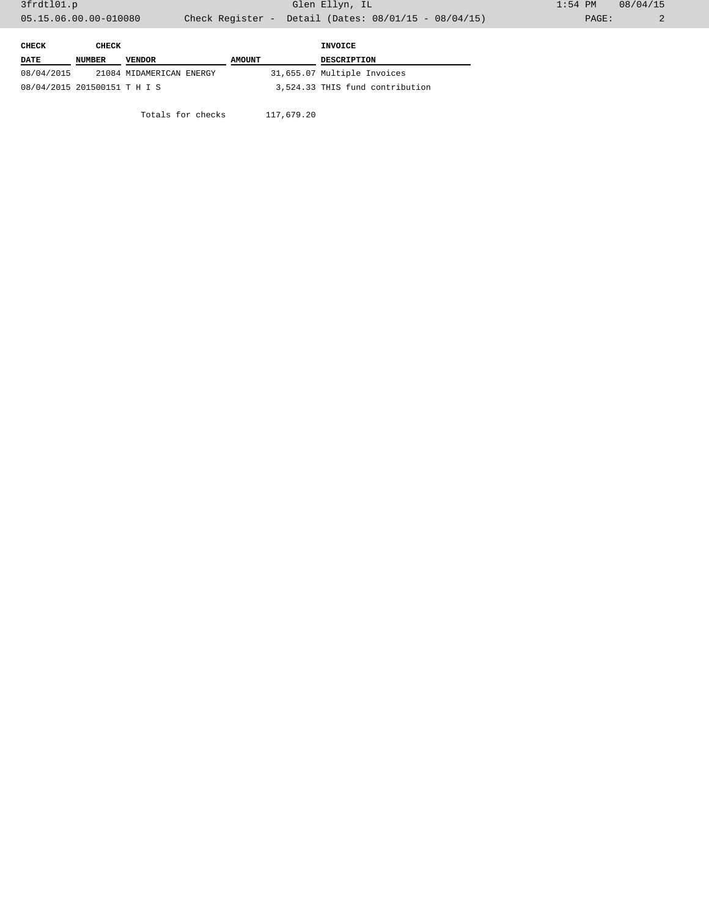| CHECK DATE | CHECK NUMBER | VENDOR | AMOUNT | INVOICE DESCRIPTION |
|---|---|---|---|---|
| 08/04/2015 | 21084 | MIDAMERICAN ENERGY | 31,655.07 | Multiple Invoices |
| 08/04/2015 | 201500151 | T H I S | 3,524.33 | THIS fund contribution |
| | | Totals for checks | 117,679.20 | |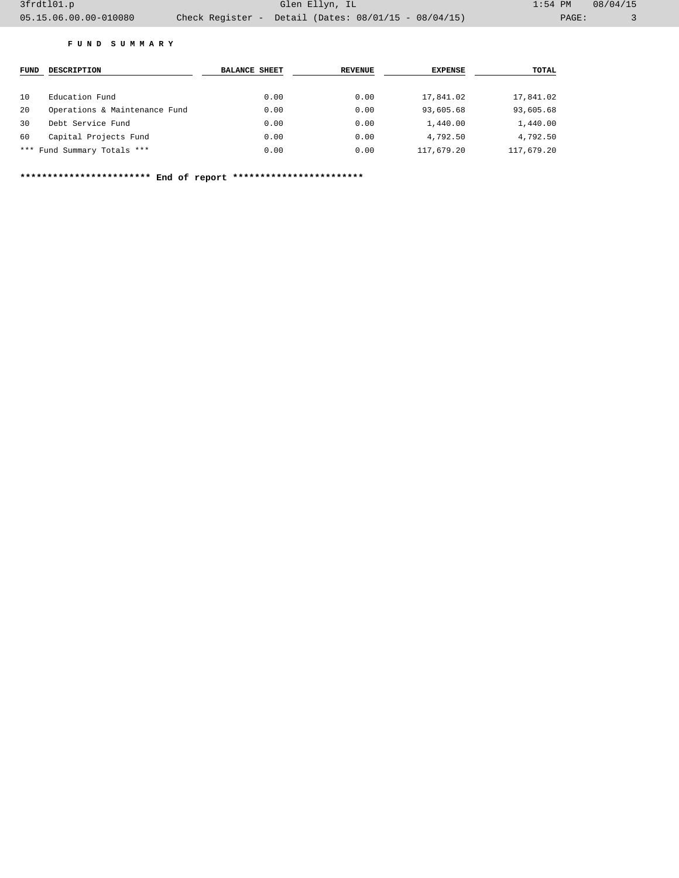**F U N D   S U M M A R Y**

| FUND | DESCRIPTION | BALANCE SHEET | REVENUE | EXPENSE | TOTAL |
|---|---|---|---|---|---|
| 10 | Education Fund | 0.00 | 0.00 | 17,841.02 | 17,841.02 |
| 20 | Operations & Maintenance Fund | 0.00 | 0.00 | 93,605.68 | 93,605.68 |
| 30 | Debt Service Fund | 0.00 | 0.00 | 1,440.00 | 1,440.00 |
| 60 | Capital Projects Fund | 0.00 | 0.00 | 4,792.50 | 4,792.50 |
| *** Fund Summary Totals *** | | 0.00 | 0.00 | 117,679.20 | 117,679.20 |

************************ **End of report** ************************